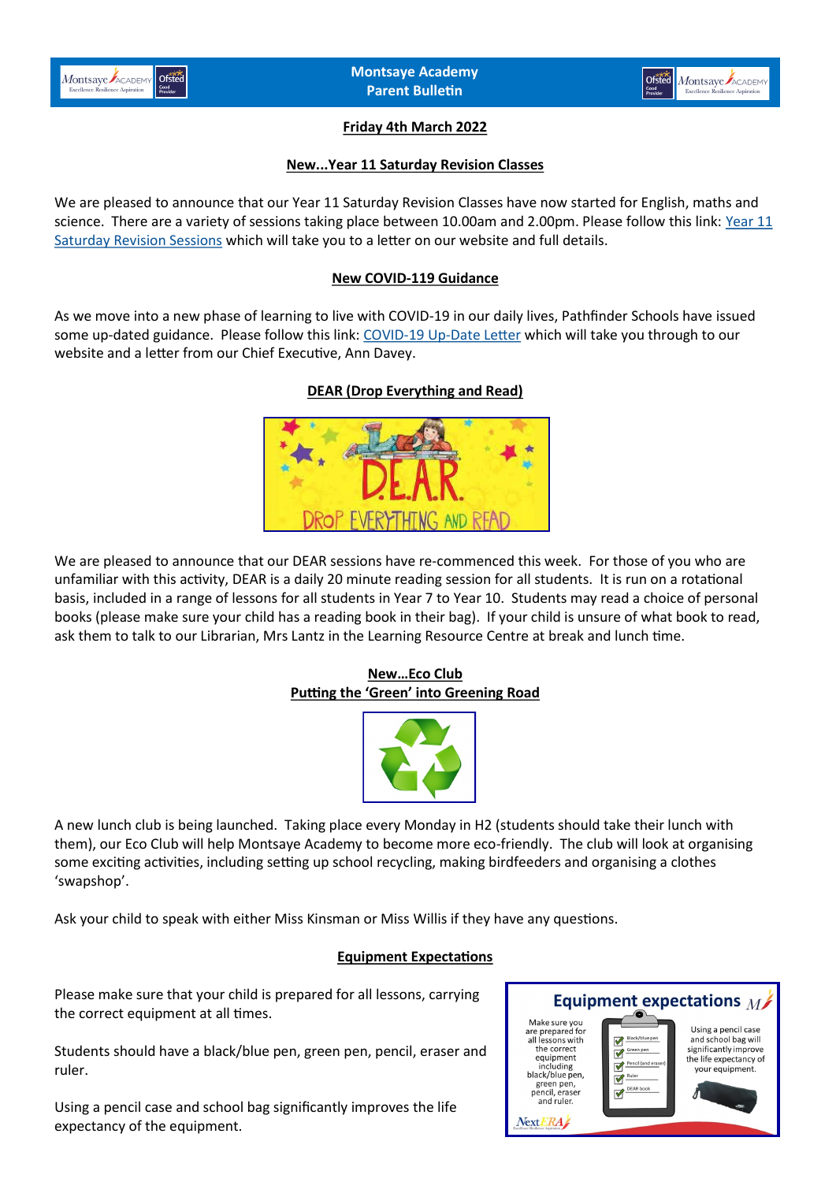# Montsaye Academy Parent Bulletin

**Friday 4th March 2022**

## New...Year 11 Saturday Revision Classes

We are pleased to announce that our Year 11 Saturday Revision Classes have now started for English, maths and science. There are a variety of sessions taking place between 10.00am and 2.00pm. Please follow this link: Year 11 Saturday Revision Sessions which will take you to a letter on our website and full details.

## New COVID-119 Guidance

As we move into a new phase of learning to live with COVID-19 in our daily lives, Pathfinder Schools have issued some up-dated guidance. Please follow this link: COVID-19 Up-Date Letter which will take you through to our website and a letter from our Chief Executive, Ann Davey.

## DEAR (Drop Everything and Read)

We are pleased to announce that our DEAR sessions have re-commenced this week. For those of you who are unfamiliar with this activity, DEAR is a daily 20 minute reading session for all students. It is run on a rotational basis, included in a range of lessons for all students in Year 7 to Year 10. Students may read a choice of personal books (please make sure your child has a reading book in their bag). If your child is unsure of what book to read, ask them to talk to our Librarian, Mrs Lantz in the Learning Resource Centre at break and lunch time.

## New…Eco Club
## Putting the 'Green' into Greening Road

A new lunch club is being launched. Taking place every Monday in H2 (students should take their lunch with them), our Eco Club will help Montsaye Academy to become more eco-friendly. The club will look at organising some exciting activities, including setting up school recycling, making birdfeeders and organising a clothes 'swapshop'.

Ask your child to speak with either Miss Kinsman or Miss Willis if they have any questions.

## Equipment Expectations

Please make sure that your child is prepared for all lessons, carrying the correct equipment at all times.

Students should have a black/blue pen, green pen, pencil, eraser and ruler.

Using a pencil case and school bag significantly improves the life expectancy of the equipment.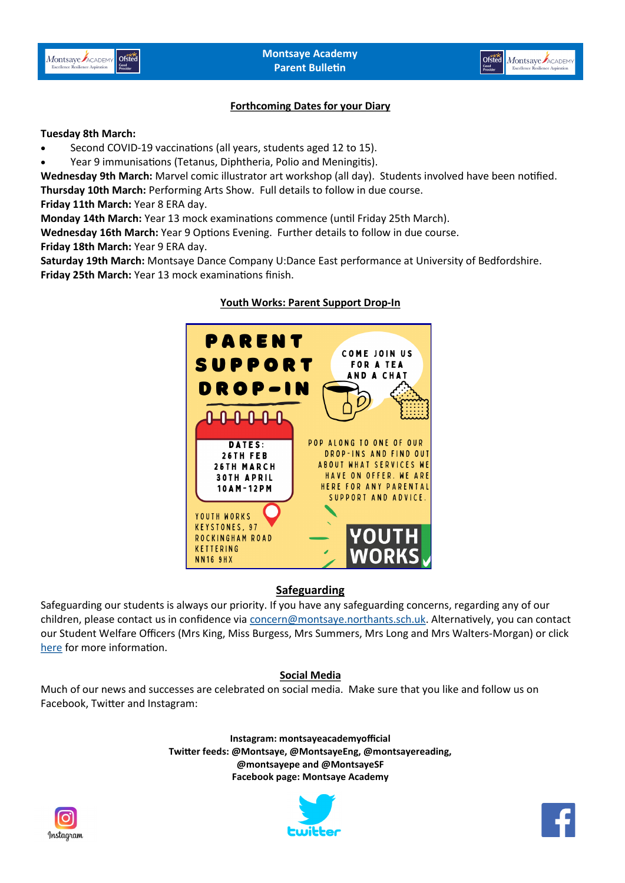## Forthcoming Dates for your Diary

**Tuesday 8th March:**

- Second COVID-19 vaccinations (all years, students aged 12 to 15).
- Year 9 immunisations (Tetanus, Diphtheria, Polio and Meningitis).

**Wednesday 9th March:** Marvel comic illustrator art workshop (all day). Students involved have been notified.
**Thursday 10th March:** Performing Arts Show. Full details to follow in due course.
**Friday 11th March:** Year 8 ERA day.
**Monday 14th March:** Year 13 mock examinations commence (until Friday 25th March).
**Wednesday 16th March:** Year 9 Options Evening. Further details to follow in due course.
**Friday 18th March:** Year 9 ERA day.
**Saturday 19th March:** Montsaye Dance Company U:Dance East performance at University of Bedfordshire.
**Friday 25th March:** Year 13 mock examinations finish.

## Youth Works: Parent Support Drop-In

PARENT SUPPORT DROP-IN

COME JOIN US FOR A TEA AND A CHAT

DATES:
26TH FEB
26TH MARCH
30TH APRIL
10AM-12PM

POP ALONG TO ONE OF OUR DROP-INS AND FIND OUT ABOUT WHAT SERVICES WE HAVE ON OFFER. WE ARE HERE FOR ANY PARENTAL SUPPORT AND ADVICE.

YOUTH WORKS
KEYSTONES, 97
ROCKINGHAM ROAD
KETTERING
NN16 9HX

YOUTH WORKS

## Safeguarding

Safeguarding our students is always our priority. If you have any safeguarding concerns, regarding any of our children, please contact us in confidence via concern@montsaye.northants.sch.uk. Alternatively, you can contact our Student Welfare Officers (Mrs King, Miss Burgess, Mrs Summers, Mrs Long and Mrs Walters-Morgan) or click here for more information.

## Social Media

Much of our news and successes are celebrated on social media. Make sure that you like and follow us on Facebook, Twitter and Instagram:

**Instagram: montsayeacademyofficial**
**Twitter feeds: @Montsaye, @MontsayeEng, @montsayereading, @montsayepe and @MontsayeSF**
**Facebook page: Montsaye Academy**